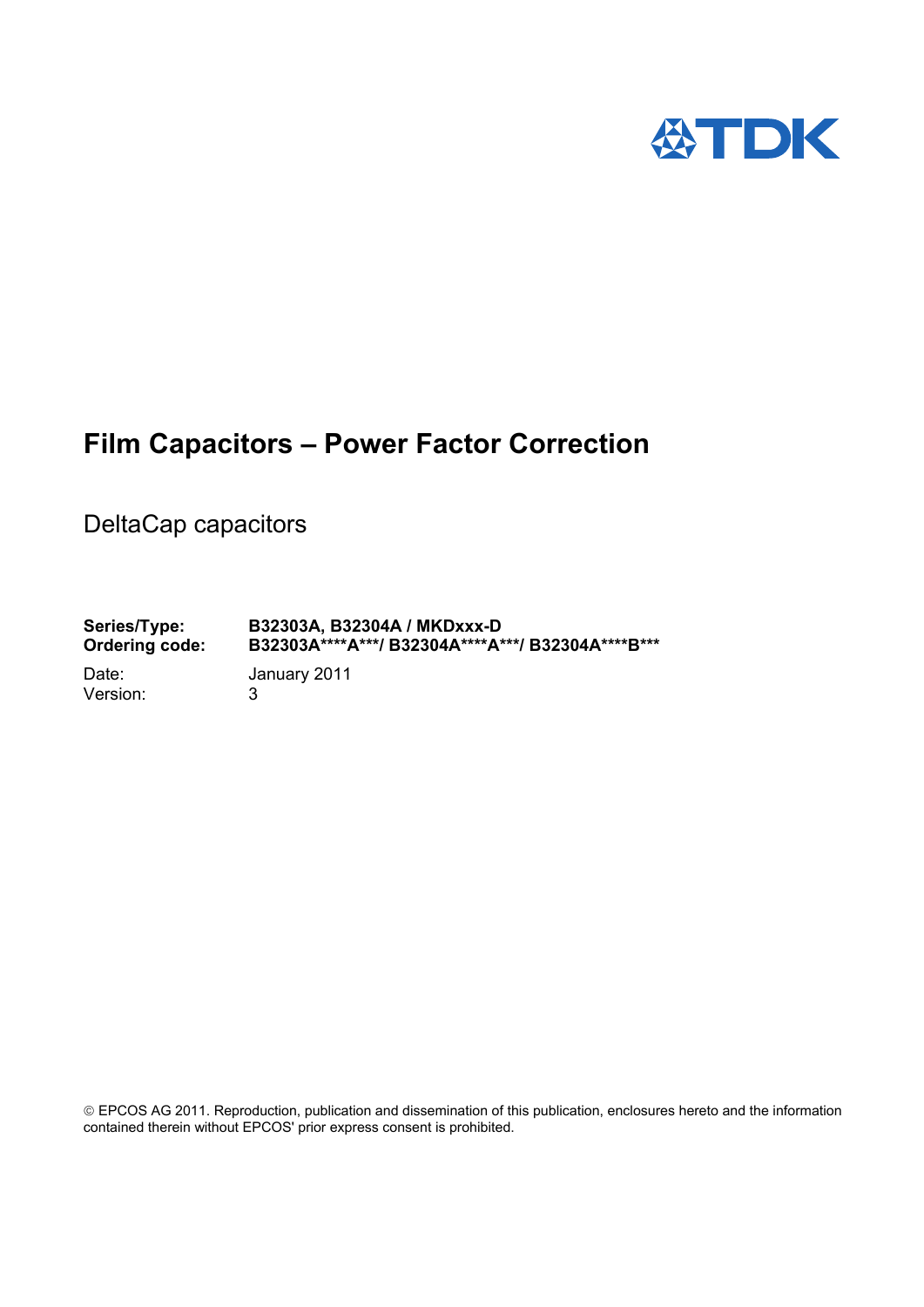TDK

# Film Capacitors – Power Factor Correction

DeltaCap capacitors

**Series/Type:** **B32303A, B32304A / MKDxxx-D**
**Ordering code:** **B32303A****A***/ B32304A****A***/ B32304A****B*****

Date: January 2011
Version: 3

© EPCOS AG 2011. Reproduction, publication and dissemination of this publication, enclosures hereto and the information contained therein without EPCOS' prior express consent is prohibited.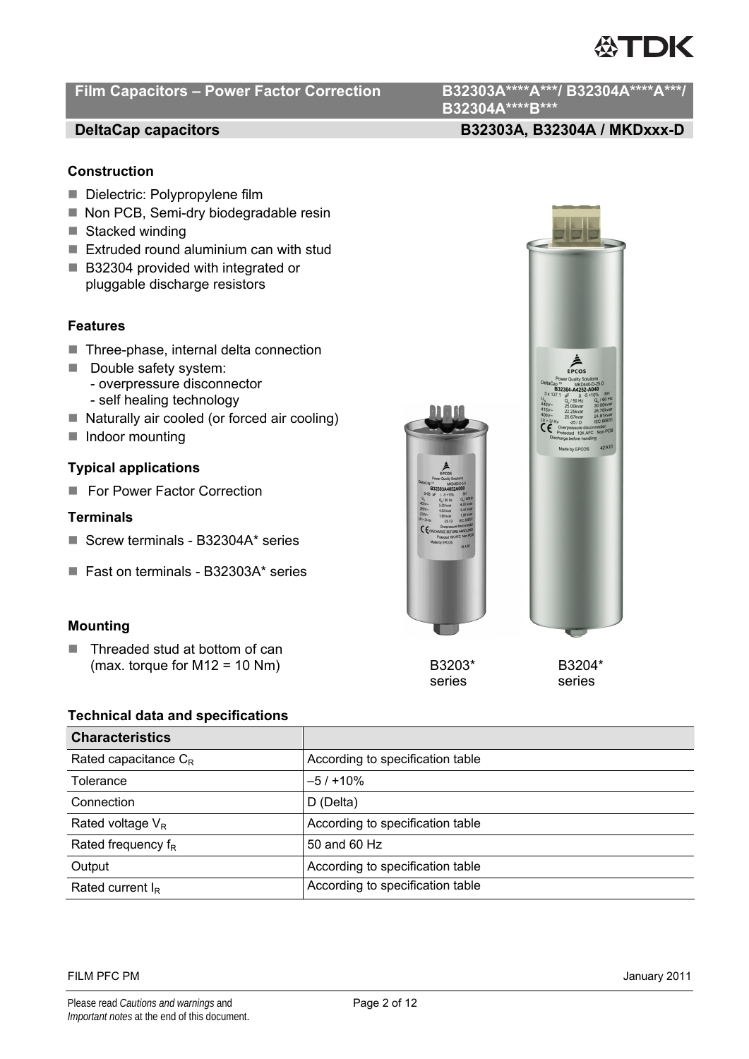# Film Capacitors – Power Factor Correction

**B32303A\*\*\*\*A\*\*\*/ B32304A\*\*\*\*A\*\*\*/ B32304A\*\*\*\*B\*\*\***

## DeltaCap capacitors

**B32303A, B32304A / MKDxxx-D**

### Construction

- Dielectric: Polypropylene film
- Non PCB, Semi-dry biodegradable resin
- Stacked winding
- Extruded round aluminium can with stud
- B32304 provided with integrated or pluggable discharge resistors

### Features

- Three-phase, internal delta connection
- Double safety system:
  - overpressure disconnector
  - self healing technology
- Naturally air cooled (or forced air cooling)
- Indoor mounting

### Typical applications

- For Power Factor Correction

### Terminals

- Screw terminals - B32304A* series
- Fast on terminals - B32303A* series

### Mounting

- Threaded stud at bottom of can (max. torque for M12 = 10 Nm)

B3203* series

B3204* series

### Technical data and specifications

| Characteristics | |
|---|---|
| Rated capacitance $C_R$ | According to specification table |
| Tolerance | –5 / +10% |
| Connection | D (Delta) |
| Rated voltage $V_R$ | According to specification table |
| Rated frequency $f_R$ | 50 and 60 Hz |
| Output | According to specification table |
| Rated current $I_R$ | According to specification table |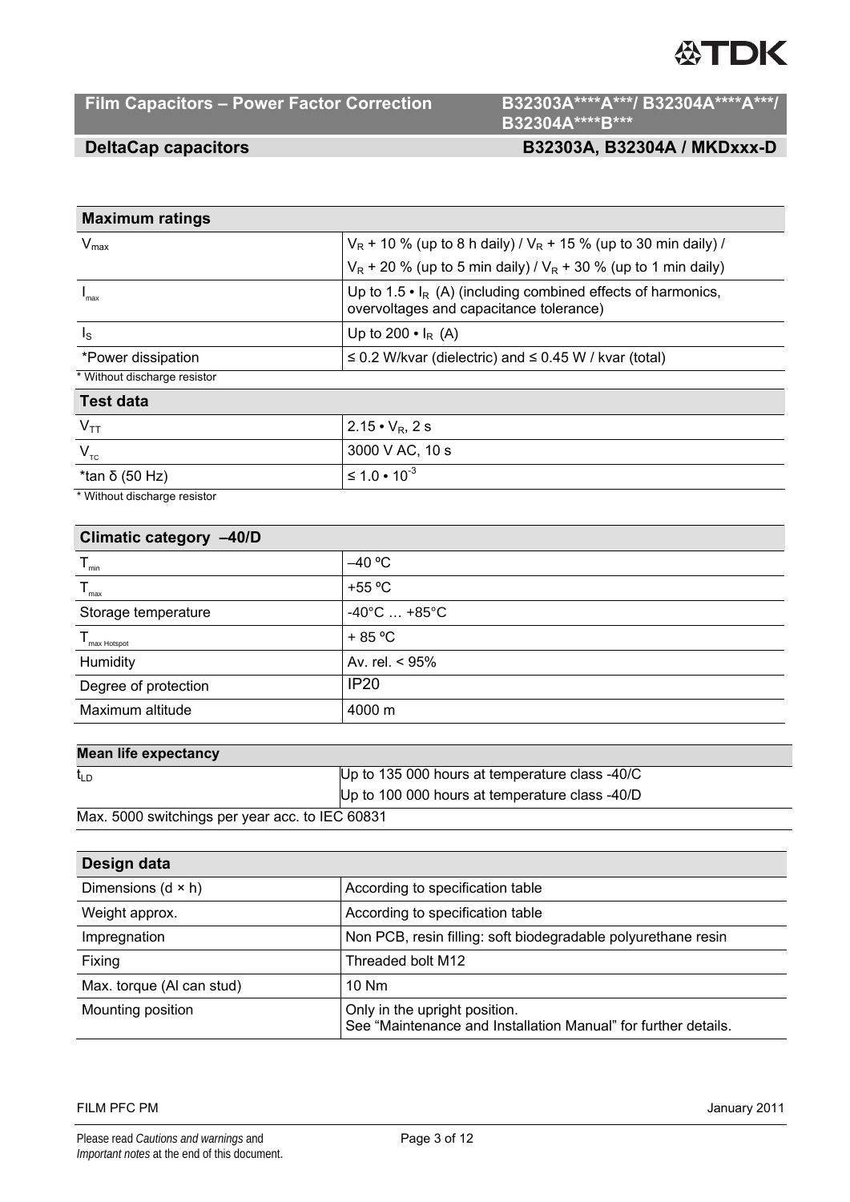## Film Capacitors – Power Factor Correction

**B32303A\*\*\*\*A\*\*\*/ B32304A\*\*\*\*A\*\*\*/ B32304A\*\*\*\*B\*\*\***

### DeltaCap capacitors

**B32303A, B32304A / MKDxxx-D**

| Maximum ratings | |
|---|---|
| $V_{max}$ | $V_R$ + 10 % (up to 8 h daily) / $V_R$ + 15 % (up to 30 min daily) / $V_R$ + 20 % (up to 5 min daily) / $V_R$ + 30 % (up to 1 min daily) |
| $I_{max}$ | Up to 1.5 • $I_R$ (A) (including combined effects of harmonics, overvoltages and capacitance tolerance) |
| $I_S$ | Up to 200 • $I_R$ (A) |
| *Power dissipation | ≤ 0.2 W/kvar (dielectric) and ≤ 0.45 W / kvar (total) |

\* Without discharge resistor

| Test data | |
|---|---|
| $V_{TT}$ | 2.15 • $V_R$, 2 s |
| $V_{TC}$ | 3000 V AC, 10 s |
| *tan δ (50 Hz) | ≤ 1.0 • $10^{-3}$ |

\* Without discharge resistor

| Climatic category –40/D | |
|---|---|
| $T_{min}$ | –40 ºC |
| $T_{max}$ | +55 ºC |
| Storage temperature | -40°C … +85°C |
| $T_{max\ Hotspot}$ | + 85 ºC |
| Humidity | Av. rel. < 95% |
| Degree of protection | IP20 |
| Maximum altitude | 4000 m |

| Mean life expectancy | |
|---|---|
| $t_{LD}$ | Up to 135 000 hours at temperature class -40/C |
| | Up to 100 000 hours at temperature class -40/D |

Max. 5000 switchings per year acc. to IEC 60831

| Design data | |
|---|---|
| Dimensions (d × h) | According to specification table |
| Weight approx. | According to specification table |
| Impregnation | Non PCB, resin filling: soft biodegradable polyurethane resin |
| Fixing | Threaded bolt M12 |
| Max. torque (Al can stud) | 10 Nm |
| Mounting position | Only in the upright position. See "Maintenance and Installation Manual" for further details. |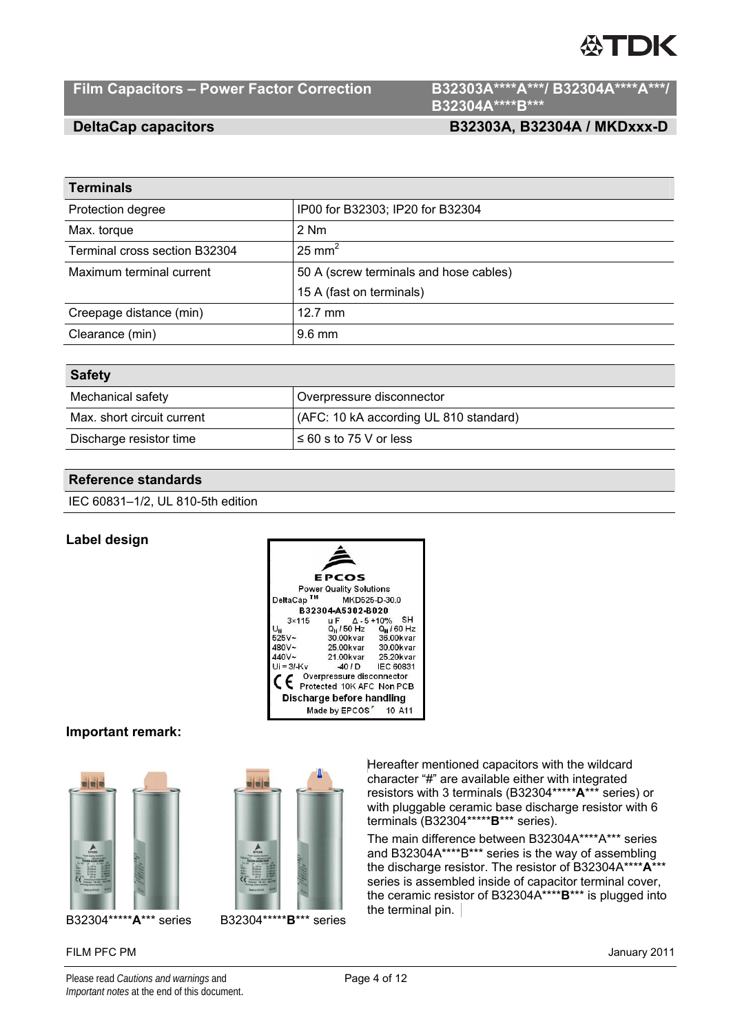## Terminals

| Terminals | |
|---|---|
| Protection degree | IP00 for B32303; IP20 for B32304 |
| Max. torque | 2 Nm |
| Terminal cross section B32304 | 25 $mm^2$ |
| Maximum terminal current | 50 A (screw terminals and hose cables)<br>15 A (fast on terminals) |
| Creepage distance (min) | 12.7 mm |
| Clearance (min) | 9.6 mm |

## Safety

| Safety | |
|---|---|
| Mechanical safety | Overpressure disconnector |
| Max. short circuit current | (AFC: 10 kA according UL 810 standard) |
| Discharge resistor time | ≤ 60 s to 75 V or less |

## Reference standards

IEC 60831–1/2, UL 810-5th edition

### Label design

EPCOS
Power Quality Solutions
DeltaCap TM MKD525-D-30.0
B32304-A5302-B020
3×115 µF Δ -5 +10% SH

| $U_N$ | $Q_N$ / 50 Hz | $Q_N$ / 60 Hz |
|---|---|---|
| 525V~ | 30.00kvar | 36.00kvar |
| 480V~ | 25.00kvar | 30.00kvar |
| 440V~ | 21.00kvar | 25.20kvar |

Ui = 3/-Kv -40 / D IEC 60831
CE Overpressure disconnector
Protected 10K AFC Non PCB
Discharge before handling
Made by EPCOS 10 A11

### Important remark:

B32304*****A*** series B32304*****B*** series

Hereafter mentioned capacitors with the wildcard character "#" are available either with integrated resistors with 3 terminals (B32304*****A*** series) or with pluggable ceramic base discharge resistor with 6 terminals (B32304*****B*** series).

The main difference between B32304A****A*** series and B32304A****B*** series is the way of assembling the discharge resistor. The resistor of B32304A****A*** series is assembled inside of capacitor terminal cover, the ceramic resistor of B32304A****B*** is plugged into the terminal pin.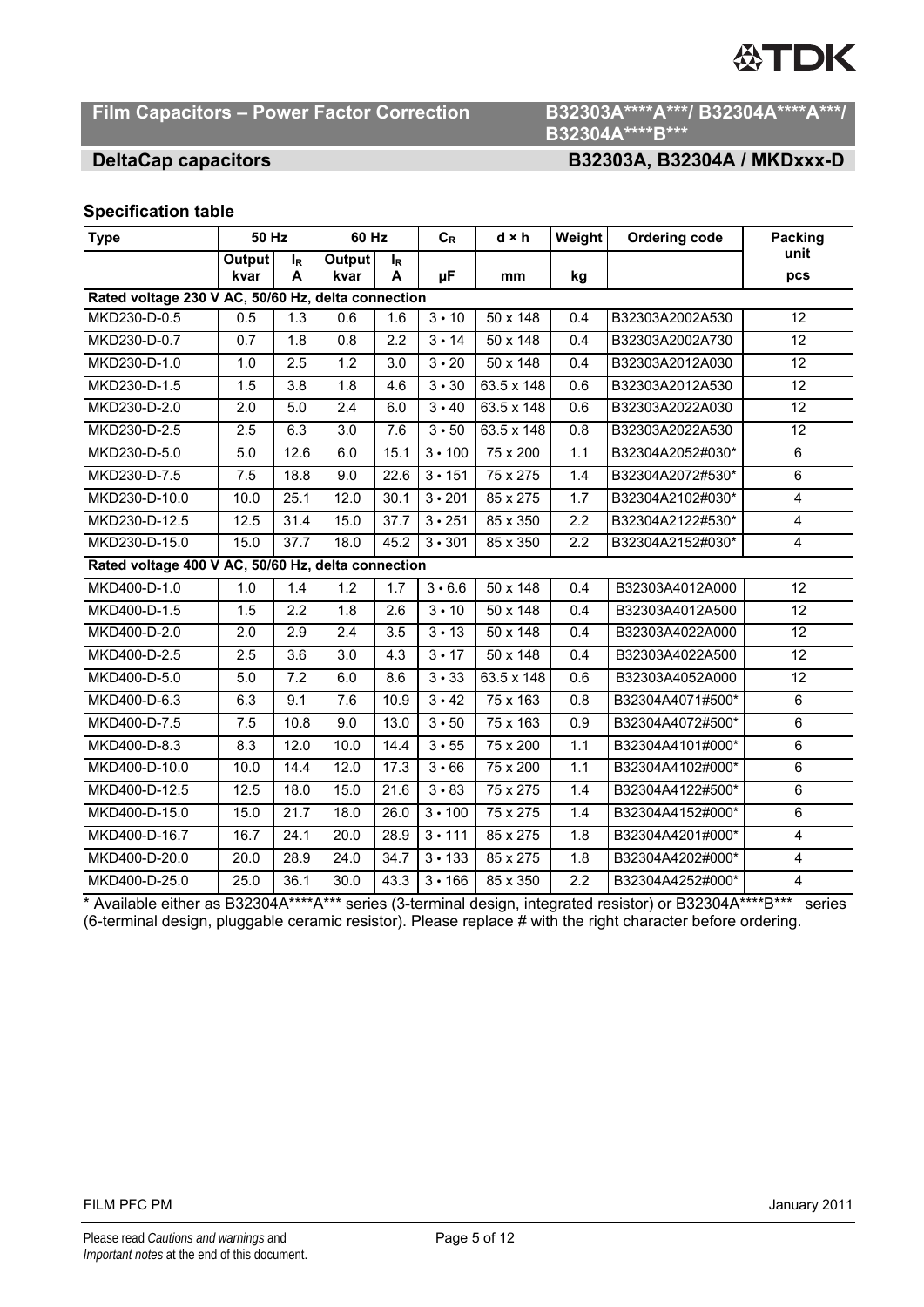# Film Capacitors – Power Factor Correction

## B32303A****A***/ B32304A****A***/ B32304A****B***

## DeltaCap capacitors — B32303A, B32304A / MKDxxx-D

### Specification table

| Type | 50 Hz | | 60 Hz | | $C_R$ | d × h | Weight | Ordering code | Packing unit |
|---|---|---|---|---|---|---|---|---|---|
| | Output kvar | $I_R$ A | Output kvar | $I_R$ A | µF | mm | kg | | pcs |
| **Rated voltage 230 V AC, 50/60 Hz, delta connection** | | | | | | | | | |
| MKD230-D-0.5 | 0.5 | 1.3 | 0.6 | 1.6 | 3 • 10 | 50 x 148 | 0.4 | B32303A2002A530 | 12 |
| MKD230-D-0.7 | 0.7 | 1.8 | 0.8 | 2.2 | 3 • 14 | 50 x 148 | 0.4 | B32303A2002A730 | 12 |
| MKD230-D-1.0 | 1.0 | 2.5 | 1.2 | 3.0 | 3 • 20 | 50 x 148 | 0.4 | B32303A2012A030 | 12 |
| MKD230-D-1.5 | 1.5 | 3.8 | 1.8 | 4.6 | 3 • 30 | 63.5 x 148 | 0.6 | B32303A2012A530 | 12 |
| MKD230-D-2.0 | 2.0 | 5.0 | 2.4 | 6.0 | 3 • 40 | 63.5 x 148 | 0.6 | B32303A2022A030 | 12 |
| MKD230-D-2.5 | 2.5 | 6.3 | 3.0 | 7.6 | 3 • 50 | 63.5 x 148 | 0.8 | B32303A2022A530 | 12 |
| MKD230-D-5.0 | 5.0 | 12.6 | 6.0 | 15.1 | 3 • 100 | 75 x 200 | 1.1 | B32304A2052#030* | 6 |
| MKD230-D-7.5 | 7.5 | 18.8 | 9.0 | 22.6 | 3 • 151 | 75 x 275 | 1.4 | B32304A2072#530* | 6 |
| MKD230-D-10.0 | 10.0 | 25.1 | 12.0 | 30.1 | 3 • 201 | 85 x 275 | 1.7 | B32304A2102#030* | 4 |
| MKD230-D-12.5 | 12.5 | 31.4 | 15.0 | 37.7 | 3 • 251 | 85 x 350 | 2.2 | B32304A2122#530* | 4 |
| MKD230-D-15.0 | 15.0 | 37.7 | 18.0 | 45.2 | 3 • 301 | 85 x 350 | 2.2 | B32304A2152#030* | 4 |
| **Rated voltage 400 V AC, 50/60 Hz, delta connection** | | | | | | | | | |
| MKD400-D-1.0 | 1.0 | 1.4 | 1.2 | 1.7 | 3 • 6.6 | 50 x 148 | 0.4 | B32303A4012A000 | 12 |
| MKD400-D-1.5 | 1.5 | 2.2 | 1.8 | 2.6 | 3 • 10 | 50 x 148 | 0.4 | B32303A4012A500 | 12 |
| MKD400-D-2.0 | 2.0 | 2.9 | 2.4 | 3.5 | 3 • 13 | 50 x 148 | 0.4 | B32303A4022A000 | 12 |
| MKD400-D-2.5 | 2.5 | 3.6 | 3.0 | 4.3 | 3 • 17 | 50 x 148 | 0.4 | B32303A4022A500 | 12 |
| MKD400-D-5.0 | 5.0 | 7.2 | 6.0 | 8.6 | 3 • 33 | 63.5 x 148 | 0.6 | B32303A4052A000 | 12 |
| MKD400-D-6.3 | 6.3 | 9.1 | 7.6 | 10.9 | 3 • 42 | 75 x 163 | 0.8 | B32304A4071#500* | 6 |
| MKD400-D-7.5 | 7.5 | 10.8 | 9.0 | 13.0 | 3 • 50 | 75 x 163 | 0.9 | B32304A4072#500* | 6 |
| MKD400-D-8.3 | 8.3 | 12.0 | 10.0 | 14.4 | 3 • 55 | 75 x 200 | 1.1 | B32304A4101#000* | 6 |
| MKD400-D-10.0 | 10.0 | 14.4 | 12.0 | 17.3 | 3 • 66 | 75 x 200 | 1.1 | B32304A4102#000* | 6 |
| MKD400-D-12.5 | 12.5 | 18.0 | 15.0 | 21.6 | 3 • 83 | 75 x 275 | 1.4 | B32304A4122#500* | 6 |
| MKD400-D-15.0 | 15.0 | 21.7 | 18.0 | 26.0 | 3 • 100 | 75 x 275 | 1.4 | B32304A4152#000* | 6 |
| MKD400-D-16.7 | 16.7 | 24.1 | 20.0 | 28.9 | 3 • 111 | 85 x 275 | 1.8 | B32304A4201#000* | 4 |
| MKD400-D-20.0 | 20.0 | 28.9 | 24.0 | 34.7 | 3 • 133 | 85 x 275 | 1.8 | B32304A4202#000* | 4 |
| MKD400-D-25.0 | 25.0 | 36.1 | 30.0 | 43.3 | 3 • 166 | 85 x 350 | 2.2 | B32304A4252#000* | 4 |

* Available either as B32304A****A*** series (3-terminal design, integrated resistor) or B32304A****B*** series (6-terminal design, pluggable ceramic resistor). Please replace # with the right character before ordering.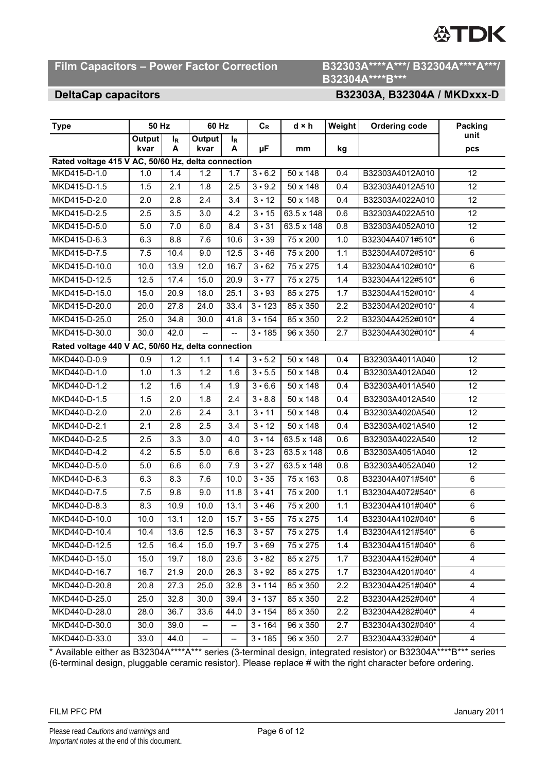## Film Capacitors – Power Factor Correction

## B32303A****A***/ B32304A****A***/ B32304A****B***

### DeltaCap capacitors

### B32303A, B32304A / MKDxxx-D

| Type | 50 Hz | | 60 Hz | | $C_R$ | d × h | Weight | Ordering code | Packing unit |
|---|---|---|---|---|---|---|---|---|---|
| | Output kvar | $I_R$ A | Output kvar | $I_R$ A | µF | mm | kg | | pcs |
| **Rated voltage 415 V AC, 50/60 Hz, delta connection** | | | | | | | | | |
| MKD415-D-1.0 | 1.0 | 1.4 | 1.2 | 1.7 | 3 • 6.2 | 50 x 148 | 0.4 | B32303A4012A010 | 12 |
| MKD415-D-1.5 | 1.5 | 2.1 | 1.8 | 2.5 | 3 • 9.2 | 50 x 148 | 0.4 | B32303A4012A510 | 12 |
| MKD415-D-2.0 | 2.0 | 2.8 | 2.4 | 3.4 | 3 • 12 | 50 x 148 | 0.4 | B32303A4022A010 | 12 |
| MKD415-D-2.5 | 2.5 | 3.5 | 3.0 | 4.2 | 3 • 15 | 63.5 x 148 | 0.6 | B32303A4022A510 | 12 |
| MKD415-D-5.0 | 5.0 | 7.0 | 6.0 | 8.4 | 3 • 31 | 63.5 x 148 | 0.8 | B32303A4052A010 | 12 |
| MKD415-D-6.3 | 6.3 | 8.8 | 7.6 | 10.6 | 3 • 39 | 75 x 200 | 1.0 | B32304A4071#510* | 6 |
| MKD415-D-7.5 | 7.5 | 10.4 | 9.0 | 12.5 | 3 • 46 | 75 x 200 | 1.1 | B32304A4072#510* | 6 |
| MKD415-D-10.0 | 10.0 | 13.9 | 12.0 | 16.7 | 3 • 62 | 75 x 275 | 1.4 | B32304A4102#010* | 6 |
| MKD415-D-12.5 | 12.5 | 17.4 | 15.0 | 20.9 | 3 • 77 | 75 x 275 | 1.4 | B32304A4122#510* | 6 |
| MKD415-D-15.0 | 15.0 | 20.9 | 18.0 | 25.1 | 3 • 93 | 85 x 275 | 1.7 | B32304A4152#010* | 4 |
| MKD415-D-20.0 | 20.0 | 27.8 | 24.0 | 33.4 | 3 • 123 | 85 x 350 | 2.2 | B32304A4202#010* | 4 |
| MKD415-D-25.0 | 25.0 | 34.8 | 30.0 | 41.8 | 3 • 154 | 85 x 350 | 2.2 | B32304A4252#010* | 4 |
| MKD415-D-30.0 | 30.0 | 42.0 | -- | -- | 3 • 185 | 96 x 350 | 2.7 | B32304A4302#010* | 4 |
| **Rated voltage 440 V AC, 50/60 Hz, delta connection** | | | | | | | | | |
| MKD440-D-0.9 | 0.9 | 1.2 | 1.1 | 1.4 | 3 • 5.2 | 50 x 148 | 0.4 | B32303A4011A040 | 12 |
| MKD440-D-1.0 | 1.0 | 1.3 | 1.2 | 1.6 | 3 • 5.5 | 50 x 148 | 0.4 | B32303A4012A040 | 12 |
| MKD440-D-1.2 | 1.2 | 1.6 | 1.4 | 1.9 | 3 • 6.6 | 50 x 148 | 0.4 | B32303A4011A540 | 12 |
| MKD440-D-1.5 | 1.5 | 2.0 | 1.8 | 2.4 | 3 • 8.8 | 50 x 148 | 0.4 | B32303A4012A540 | 12 |
| MKD440-D-2.0 | 2.0 | 2.6 | 2.4 | 3.1 | 3 • 11 | 50 x 148 | 0.4 | B32303A4020A540 | 12 |
| MKD440-D-2.1 | 2.1 | 2.8 | 2.5 | 3.4 | 3 • 12 | 50 x 148 | 0.4 | B32303A4021A540 | 12 |
| MKD440-D-2.5 | 2.5 | 3.3 | 3.0 | 4.0 | 3 • 14 | 63.5 x 148 | 0.6 | B32303A4022A540 | 12 |
| MKD440-D-4.2 | 4.2 | 5.5 | 5.0 | 6.6 | 3 • 23 | 63.5 x 148 | 0.6 | B32303A4051A040 | 12 |
| MKD440-D-5.0 | 5.0 | 6.6 | 6.0 | 7.9 | 3 • 27 | 63.5 x 148 | 0.8 | B32303A4052A040 | 12 |
| MKD440-D-6.3 | 6.3 | 8.3 | 7.6 | 10.0 | 3 • 35 | 75 x 163 | 0.8 | B32304A4071#540* | 6 |
| MKD440-D-7.5 | 7.5 | 9.8 | 9.0 | 11.8 | 3 • 41 | 75 x 200 | 1.1 | B32304A4072#540* | 6 |
| MKD440-D-8.3 | 8.3 | 10.9 | 10.0 | 13.1 | 3 • 46 | 75 x 200 | 1.1 | B32304A4101#040* | 6 |
| MKD440-D-10.0 | 10.0 | 13.1 | 12.0 | 15.7 | 3 • 55 | 75 x 275 | 1.4 | B32304A4102#040* | 6 |
| MKD440-D-10.4 | 10.4 | 13.6 | 12.5 | 16.3 | 3 • 57 | 75 x 275 | 1.4 | B32304A4121#540* | 6 |
| MKD440-D-12.5 | 12.5 | 16.4 | 15.0 | 19.7 | 3 • 69 | 75 x 275 | 1.4 | B32304A4151#040* | 6 |
| MKD440-D-15.0 | 15.0 | 19.7 | 18.0 | 23.6 | 3 • 82 | 85 x 275 | 1.7 | B32304A4152#040* | 4 |
| MKD440-D-16.7 | 16.7 | 21.9 | 20.0 | 26.3 | 3 • 92 | 85 x 275 | 1.7 | B32304A4201#040* | 4 |
| MKD440-D-20.8 | 20.8 | 27.3 | 25.0 | 32.8 | 3 • 114 | 85 x 350 | 2.2 | B32304A4251#040* | 4 |
| MKD440-D-25.0 | 25.0 | 32.8 | 30.0 | 39.4 | 3 • 137 | 85 x 350 | 2.2 | B32304A4252#040* | 4 |
| MKD440-D-28.0 | 28.0 | 36.7 | 33.6 | 44.0 | 3 • 154 | 85 x 350 | 2.2 | B32304A4282#040* | 4 |
| MKD440-D-30.0 | 30.0 | 39.0 | -- | -- | 3 • 164 | 96 x 350 | 2.7 | B32304A4302#040* | 4 |
| MKD440-D-33.0 | 33.0 | 44.0 | -- | -- | 3 • 185 | 96 x 350 | 2.7 | B32304A4332#040* | 4 |

* Available either as B32304A****A*** series (3-terminal design, integrated resistor) or B32304A****B*** series (6-terminal design, pluggable ceramic resistor). Please replace # with the right character before ordering.

Please read *Cautions and warnings* and *Important notes* at the end of this document.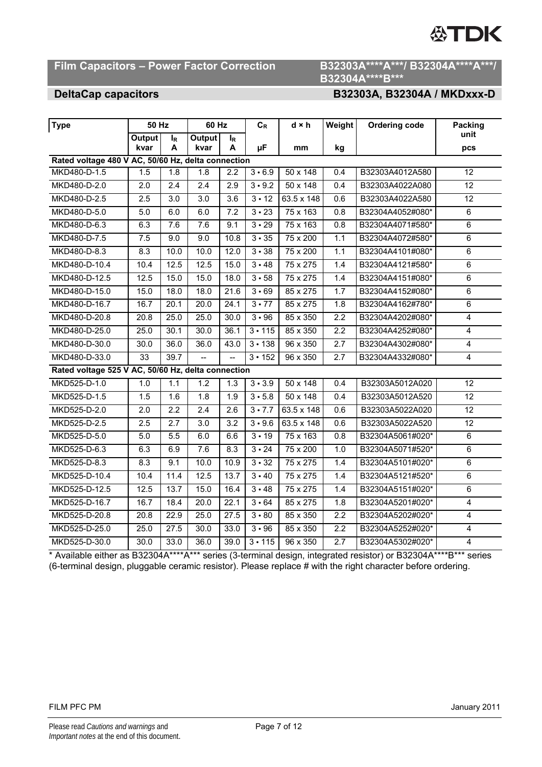## Film Capacitors – Power Factor Correction B32303A\*\*\*\*A\*\*\*/ B32304A\*\*\*\*A\*\*\*/ B32304A\*\*\*\*B\*\*\*

## DeltaCap capacitors B32303A, B32304A / MKDxxx-D

| Type | 50 Hz | | 60 Hz | | $C_R$ | d × h | Weight | Ordering code | Packing unit |
|---|---|---|---|---|---|---|---|---|---|
| | Output kvar | $I_R$ A | Output kvar | $I_R$ A | µF | mm | kg | | pcs |
| **Rated voltage 480 V AC, 50/60 Hz, delta connection** | | | | | | | | | |
| MKD480-D-1.5 | 1.5 | 1.8 | 1.8 | 2.2 | 3 • 6.9 | 50 x 148 | 0.4 | B32303A4012A580 | 12 |
| MKD480-D-2.0 | 2.0 | 2.4 | 2.4 | 2.9 | 3 • 9.2 | 50 x 148 | 0.4 | B32303A4022A080 | 12 |
| MKD480-D-2.5 | 2.5 | 3.0 | 3.0 | 3.6 | 3 • 12 | 63.5 x 148 | 0.6 | B32303A4022A580 | 12 |
| MKD480-D-5.0 | 5.0 | 6.0 | 6.0 | 7.2 | 3 • 23 | 75 x 163 | 0.8 | B32304A4052#080* | 6 |
| MKD480-D-6.3 | 6.3 | 7.6 | 7.6 | 9.1 | 3 • 29 | 75 x 163 | 0.8 | B32304A4071#580* | 6 |
| MKD480-D-7.5 | 7.5 | 9.0 | 9.0 | 10.8 | 3 • 35 | 75 x 200 | 1.1 | B32304A4072#580* | 6 |
| MKD480-D-8.3 | 8.3 | 10.0 | 10.0 | 12.0 | 3 • 38 | 75 x 200 | 1.1 | B32304A4101#080* | 6 |
| MKD480-D-10.4 | 10.4 | 12.5 | 12.5 | 15.0 | 3 • 48 | 75 x 275 | 1.4 | B32304A4121#580* | 6 |
| MKD480-D-12.5 | 12.5 | 15.0 | 15.0 | 18.0 | 3 • 58 | 75 x 275 | 1.4 | B32304A4151#080* | 6 |
| MKD480-D-15.0 | 15.0 | 18.0 | 18.0 | 21.6 | 3 • 69 | 85 x 275 | 1.7 | B32304A4152#080* | 6 |
| MKD480-D-16.7 | 16.7 | 20.1 | 20.0 | 24.1 | 3 • 77 | 85 x 275 | 1.8 | B32304A4162#780* | 6 |
| MKD480-D-20.8 | 20.8 | 25.0 | 25.0 | 30.0 | 3 • 96 | 85 x 350 | 2.2 | B32304A4202#080* | 4 |
| MKD480-D-25.0 | 25.0 | 30.1 | 30.0 | 36.1 | 3 • 115 | 85 x 350 | 2.2 | B32304A4252#080* | 4 |
| MKD480-D-30.0 | 30.0 | 36.0 | 36.0 | 43.0 | 3 • 138 | 96 x 350 | 2.7 | B32304A4302#080* | 4 |
| MKD480-D-33.0 | 33 | 39.7 | -- | -- | 3 • 152 | 96 x 350 | 2.7 | B32304A4332#080* | 4 |
| **Rated voltage 525 V AC, 50/60 Hz, delta connection** | | | | | | | | | |
| MKD525-D-1.0 | 1.0 | 1.1 | 1.2 | 1.3 | 3 • 3.9 | 50 x 148 | 0.4 | B32303A5012A020 | 12 |
| MKD525-D-1.5 | 1.5 | 1.6 | 1.8 | 1.9 | 3 • 5.8 | 50 x 148 | 0.4 | B32303A5012A520 | 12 |
| MKD525-D-2.0 | 2.0 | 2.2 | 2.4 | 2.6 | 3 • 7.7 | 63.5 x 148 | 0.6 | B32303A5022A020 | 12 |
| MKD525-D-2.5 | 2.5 | 2.7 | 3.0 | 3.2 | 3 • 9.6 | 63.5 x 148 | 0.6 | B32303A5022A520 | 12 |
| MKD525-D-5.0 | 5.0 | 5.5 | 6.0 | 6.6 | 3 • 19 | 75 x 163 | 0.8 | B32304A5061#020* | 6 |
| MKD525-D-6.3 | 6.3 | 6.9 | 7.6 | 8.3 | 3 • 24 | 75 x 200 | 1.0 | B32304A5071#520* | 6 |
| MKD525-D-8.3 | 8.3 | 9.1 | 10.0 | 10.9 | 3 • 32 | 75 x 275 | 1.4 | B32304A5101#020* | 6 |
| MKD525-D-10.4 | 10.4 | 11.4 | 12.5 | 13.7 | 3 • 40 | 75 x 275 | 1.4 | B32304A5121#520* | 6 |
| MKD525-D-12.5 | 12.5 | 13.7 | 15.0 | 16.4 | 3 • 48 | 75 x 275 | 1.4 | B32304A5151#020* | 6 |
| MKD525-D-16.7 | 16.7 | 18.4 | 20.0 | 22.1 | 3 • 64 | 85 x 275 | 1.8 | B32304A5201#020* | 4 |
| MKD525-D-20.8 | 20.8 | 22.9 | 25.0 | 27.5 | 3 • 80 | 85 x 350 | 2.2 | B32304A5202#020* | 4 |
| MKD525-D-25.0 | 25.0 | 27.5 | 30.0 | 33.0 | 3 • 96 | 85 x 350 | 2.2 | B32304A5252#020* | 4 |
| MKD525-D-30.0 | 30.0 | 33.0 | 36.0 | 39.0 | 3 • 115 | 96 x 350 | 2.7 | B32304A5302#020* | 4 |

\* Available either as B32304A\*\*\*\*A\*\*\* series (3-terminal design, integrated resistor) or B32304A\*\*\*\*B\*\*\* series (6-terminal design, pluggable ceramic resistor). Please replace # with the right character before ordering.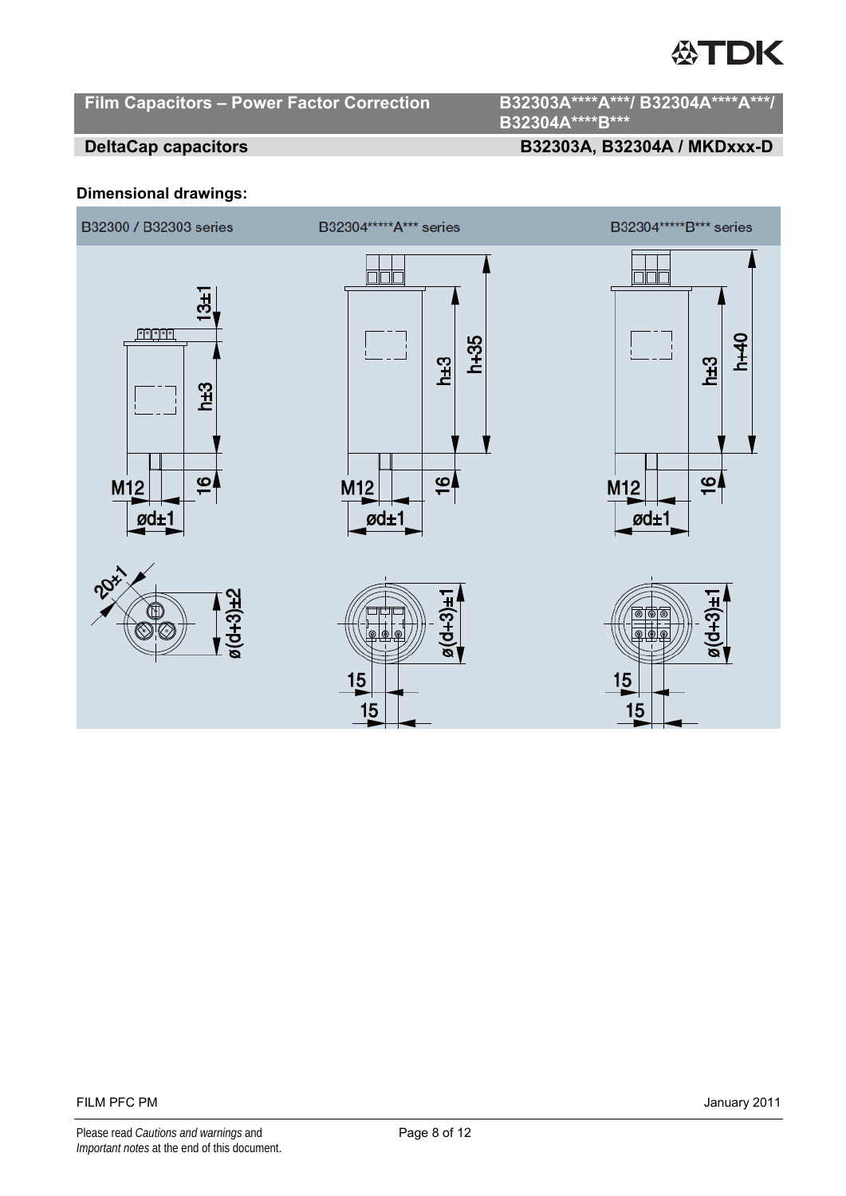## Dimensional drawings:

B32300 / B32303 series

13±1

h±3

M12

16

ød±1

20±1

ø(d+3)±2

B32304*****A*** series

h±3

h+35

M12

16

ød±1

ø(d+3)±1

15

15

B32304*****B*** series

h±3

h+40

M12

16

ød±1

ø(d+3)±1

15

15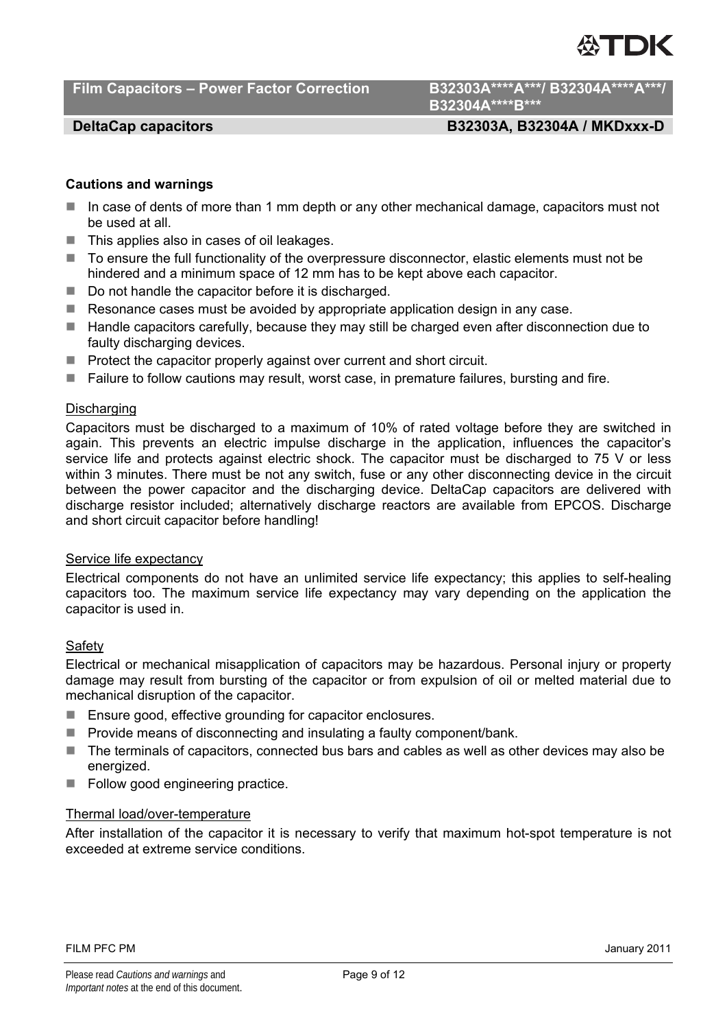**Cautions and warnings**

- In case of dents of more than 1 mm depth or any other mechanical damage, capacitors must not be used at all.
- This applies also in cases of oil leakages.
- To ensure the full functionality of the overpressure disconnector, elastic elements must not be hindered and a minimum space of 12 mm has to be kept above each capacitor.
- Do not handle the capacitor before it is discharged.
- Resonance cases must be avoided by appropriate application design in any case.
- Handle capacitors carefully, because they may still be charged even after disconnection due to faulty discharging devices.
- Protect the capacitor properly against over current and short circuit.
- Failure to follow cautions may result, worst case, in premature failures, bursting and fire.

Discharging

Capacitors must be discharged to a maximum of 10% of rated voltage before they are switched in again. This prevents an electric impulse discharge in the application, influences the capacitor's service life and protects against electric shock. The capacitor must be discharged to 75 V or less within 3 minutes. There must be not any switch, fuse or any other disconnecting device in the circuit between the power capacitor and the discharging device. DeltaCap capacitors are delivered with discharge resistor included; alternatively discharge reactors are available from EPCOS. Discharge and short circuit capacitor before handling!

Service life expectancy

Electrical components do not have an unlimited service life expectancy; this applies to self-healing capacitors too. The maximum service life expectancy may vary depending on the application the capacitor is used in.

Safety

Electrical or mechanical misapplication of capacitors may be hazardous. Personal injury or property damage may result from bursting of the capacitor or from expulsion of oil or melted material due to mechanical disruption of the capacitor.

- Ensure good, effective grounding for capacitor enclosures.
- Provide means of disconnecting and insulating a faulty component/bank.
- The terminals of capacitors, connected bus bars and cables as well as other devices may also be energized.
- Follow good engineering practice.

Thermal load/over-temperature

After installation of the capacitor it is necessary to verify that maximum hot-spot temperature is not exceeded at extreme service conditions.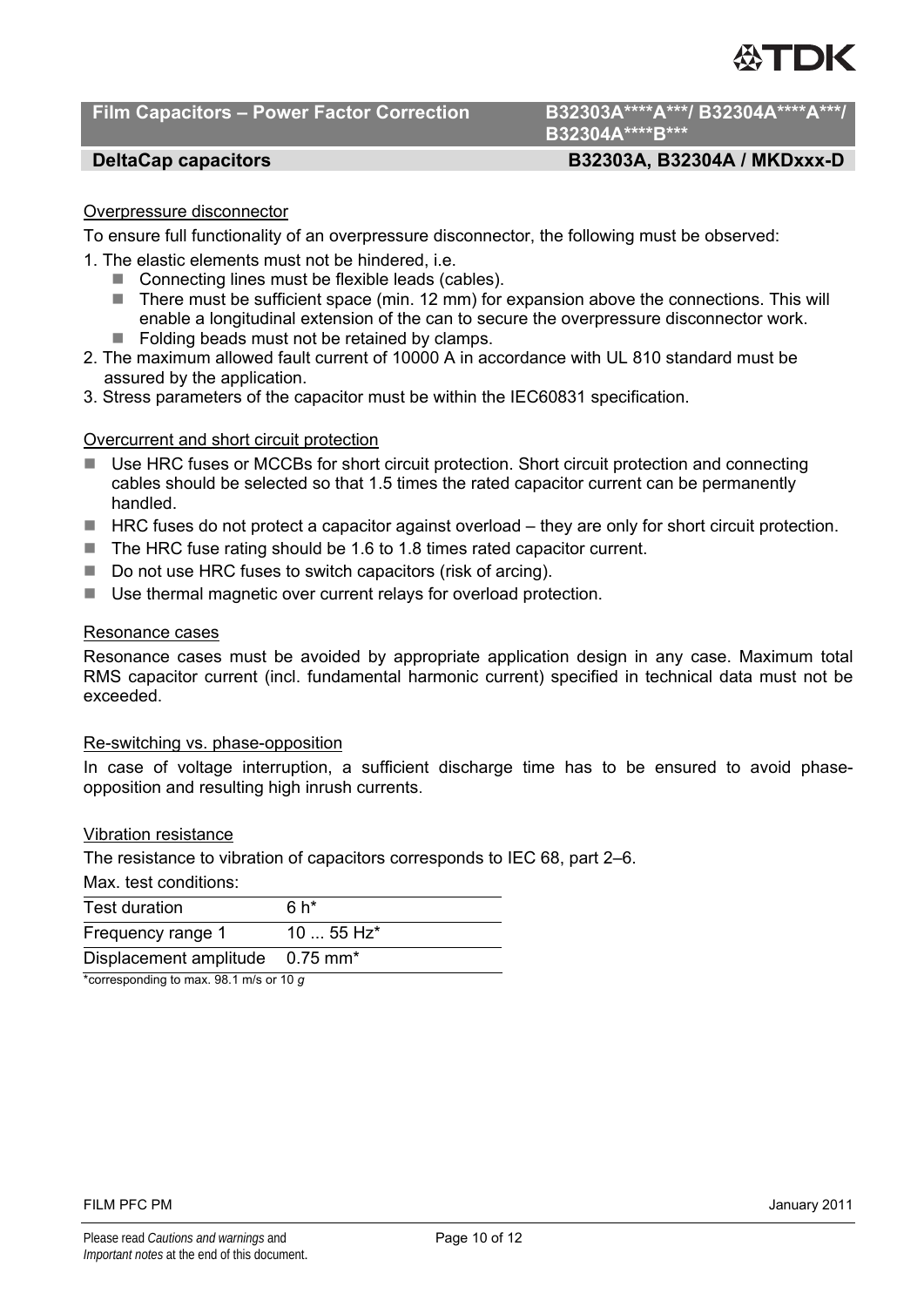## Overpressure disconnector

To ensure full functionality of an overpressure disconnector, the following must be observed:

1. The elastic elements must not be hindered, i.e.
   - Connecting lines must be flexible leads (cables).
   - There must be sufficient space (min. 12 mm) for expansion above the connections. This will enable a longitudinal extension of the can to secure the overpressure disconnector work.
   - Folding beads must not be retained by clamps.
2. The maximum allowed fault current of 10000 A in accordance with UL 810 standard must be assured by the application.
3. Stress parameters of the capacitor must be within the IEC60831 specification.

## Overcurrent and short circuit protection

- Use HRC fuses or MCCBs for short circuit protection. Short circuit protection and connecting cables should be selected so that 1.5 times the rated capacitor current can be permanently handled.
- HRC fuses do not protect a capacitor against overload – they are only for short circuit protection.
- The HRC fuse rating should be 1.6 to 1.8 times rated capacitor current.
- Do not use HRC fuses to switch capacitors (risk of arcing).
- Use thermal magnetic over current relays for overload protection.

## Resonance cases

Resonance cases must be avoided by appropriate application design in any case. Maximum total RMS capacitor current (incl. fundamental harmonic current) specified in technical data must not be exceeded.

## Re-switching vs. phase-opposition

In case of voltage interruption, a sufficient discharge time has to be ensured to avoid phase-opposition and resulting high inrush currents.

## Vibration resistance

The resistance to vibration of capacitors corresponds to IEC 68, part 2–6.

Max. test conditions:

| | |
|---|---|
| Test duration | 6 h* |
| Frequency range 1 | 10 ... 55 Hz* |
| Displacement amplitude | 0.75 mm* |

*corresponding to max. 98.1 m/s or 10 *g*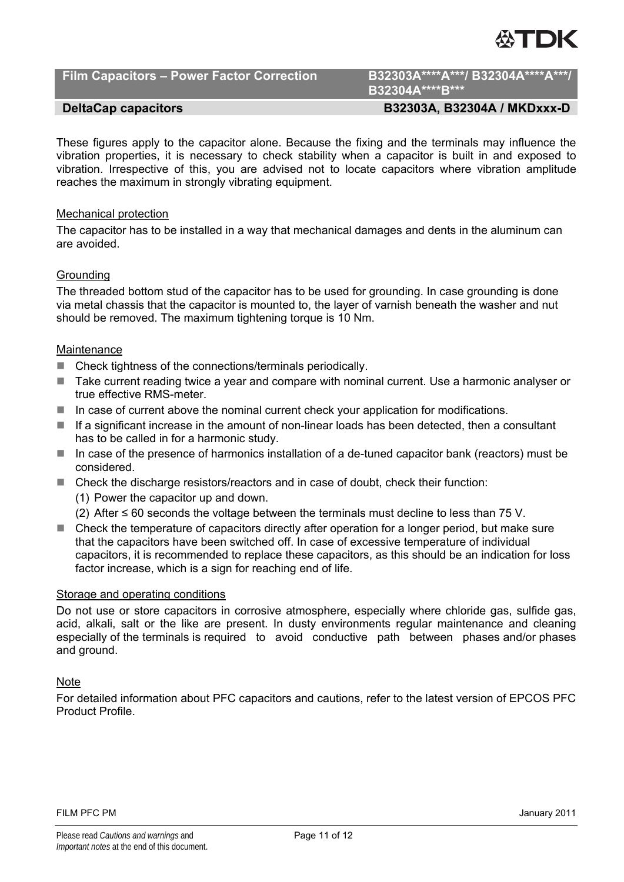These figures apply to the capacitor alone. Because the fixing and the terminals may influence the vibration properties, it is necessary to check stability when a capacitor is built in and exposed to vibration. Irrespective of this, you are advised not to locate capacitors where vibration amplitude reaches the maximum in strongly vibrating equipment.

### Mechanical protection

The capacitor has to be installed in a way that mechanical damages and dents in the aluminum can are avoided.

### Grounding

The threaded bottom stud of the capacitor has to be used for grounding. In case grounding is done via metal chassis that the capacitor is mounted to, the layer of varnish beneath the washer and nut should be removed. The maximum tightening torque is 10 Nm.

### Maintenance

- Check tightness of the connections/terminals periodically.
- Take current reading twice a year and compare with nominal current. Use a harmonic analyser or true effective RMS-meter.
- In case of current above the nominal current check your application for modifications.
- If a significant increase in the amount of non-linear loads has been detected, then a consultant has to be called in for a harmonic study.
- In case of the presence of harmonics installation of a de-tuned capacitor bank (reactors) must be considered.
- Check the discharge resistors/reactors and in case of doubt, check their function:
  (1) Power the capacitor up and down.
  (2) After ≤ 60 seconds the voltage between the terminals must decline to less than 75 V.
- Check the temperature of capacitors directly after operation for a longer period, but make sure that the capacitors have been switched off. In case of excessive temperature of individual capacitors, it is recommended to replace these capacitors, as this should be an indication for loss factor increase, which is a sign for reaching end of life.

### Storage and operating conditions

Do not use or store capacitors in corrosive atmosphere, especially where chloride gas, sulfide gas, acid, alkali, salt or the like are present. In dusty environments regular maintenance and cleaning especially of the terminals is required to avoid conductive path between phases and/or phases and ground.

### Note

For detailed information about PFC capacitors and cautions, refer to the latest version of EPCOS PFC Product Profile.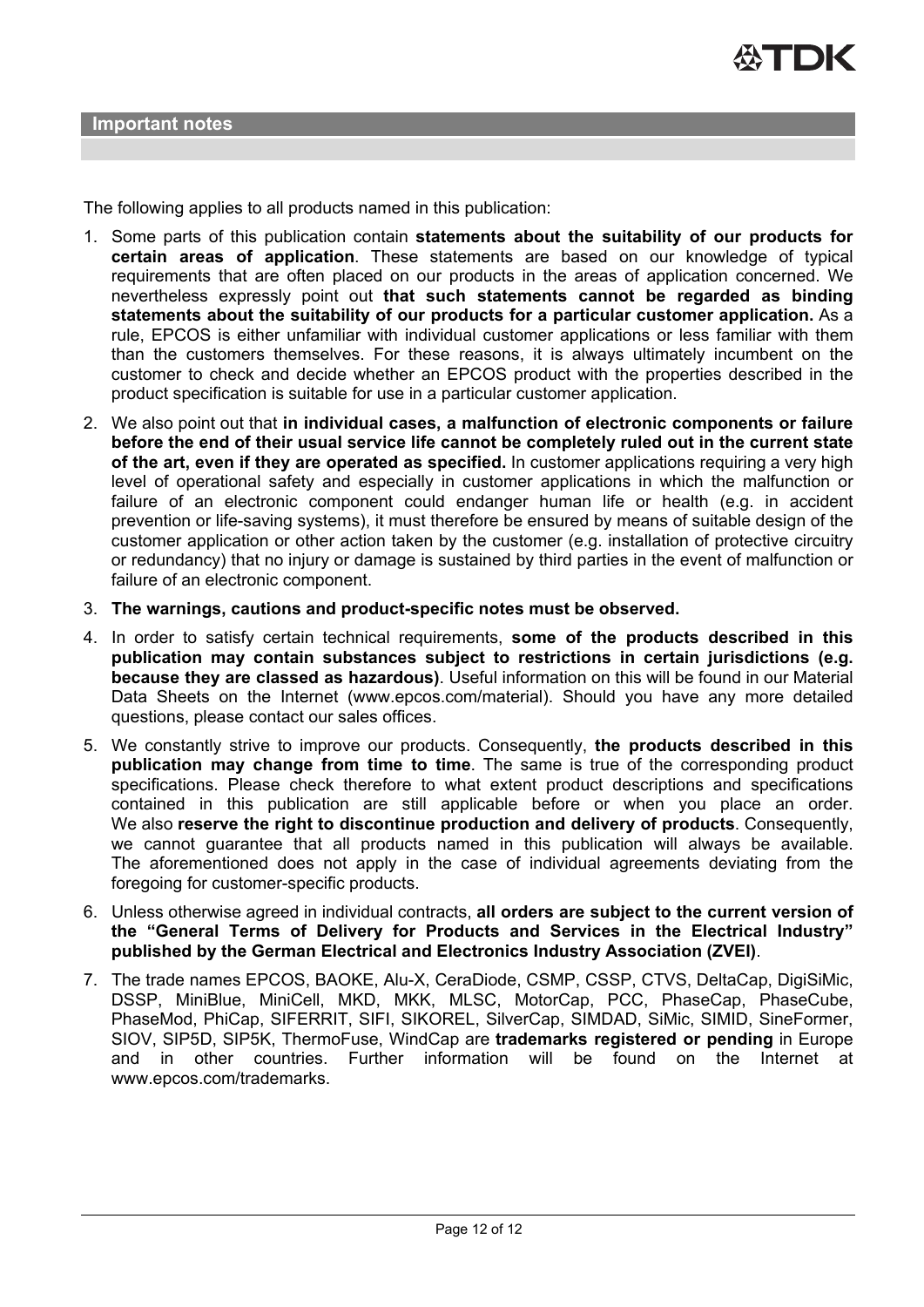## Important notes

The following applies to all products named in this publication:

1. Some parts of this publication contain **statements about the suitability of our products for certain areas of application**. These statements are based on our knowledge of typical requirements that are often placed on our products in the areas of application concerned. We nevertheless expressly point out **that such statements cannot be regarded as binding statements about the suitability of our products for a particular customer application.** As a rule, EPCOS is either unfamiliar with individual customer applications or less familiar with them than the customers themselves. For these reasons, it is always ultimately incumbent on the customer to check and decide whether an EPCOS product with the properties described in the product specification is suitable for use in a particular customer application.
2. We also point out that **in individual cases, a malfunction of electronic components or failure before the end of their usual service life cannot be completely ruled out in the current state of the art, even if they are operated as specified.** In customer applications requiring a very high level of operational safety and especially in customer applications in which the malfunction or failure of an electronic component could endanger human life or health (e.g. in accident prevention or life-saving systems), it must therefore be ensured by means of suitable design of the customer application or other action taken by the customer (e.g. installation of protective circuitry or redundancy) that no injury or damage is sustained by third parties in the event of malfunction or failure of an electronic component.
3. **The warnings, cautions and product-specific notes must be observed.**
4. In order to satisfy certain technical requirements, **some of the products described in this publication may contain substances subject to restrictions in certain jurisdictions (e.g. because they are classed as hazardous)**. Useful information on this will be found in our Material Data Sheets on the Internet (www.epcos.com/material). Should you have any more detailed questions, please contact our sales offices.
5. We constantly strive to improve our products. Consequently, **the products described in this publication may change from time to time**. The same is true of the corresponding product specifications. Please check therefore to what extent product descriptions and specifications contained in this publication are still applicable before or when you place an order. We also **reserve the right to discontinue production and delivery of products**. Consequently, we cannot guarantee that all products named in this publication will always be available. The aforementioned does not apply in the case of individual agreements deviating from the foregoing for customer-specific products.
6. Unless otherwise agreed in individual contracts, **all orders are subject to the current version of the "General Terms of Delivery for Products and Services in the Electrical Industry" published by the German Electrical and Electronics Industry Association (ZVEI)**.
7. The trade names EPCOS, BAOKE, Alu-X, CeraDiode, CSMP, CSSP, CTVS, DeltaCap, DigiSiMic, DSSP, MiniBlue, MiniCell, MKD, MKK, MLSC, MotorCap, PCC, PhaseCap, PhaseCube, PhaseMod, PhiCap, SIFERRIT, SIFI, SIKOREL, SilverCap, SIMDAD, SiMic, SIMID, SineFormer, SIOV, SIP5D, SIP5K, ThermoFuse, WindCap are **trademarks registered or pending** in Europe and in other countries. Further information will be found on the Internet at www.epcos.com/trademarks.